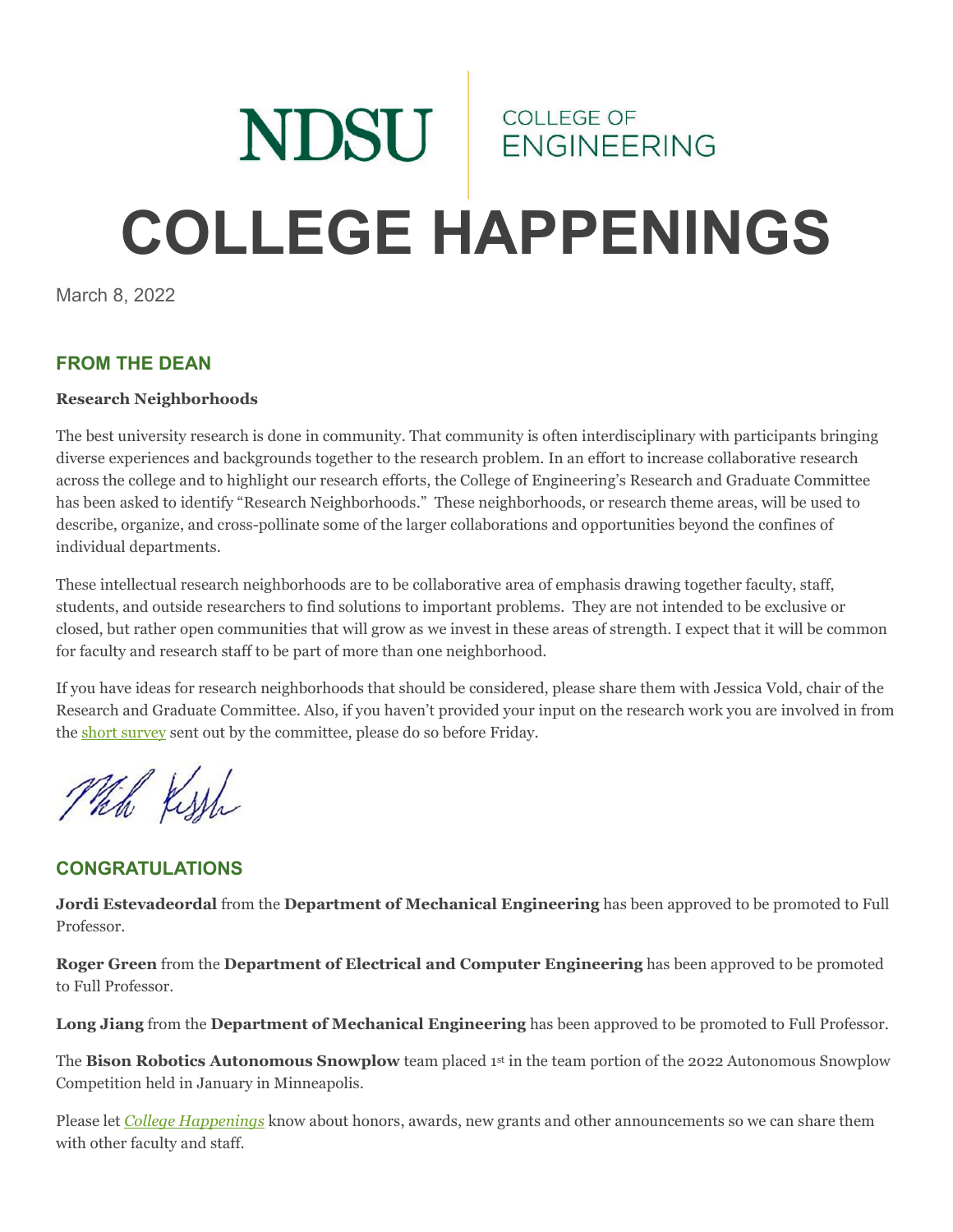# NDSU COLLEGE OF ENGINEERING

# COLLEGE HAPPENINGS

March 8, 2022

## FROM THE DEAN

**Research Neighborhoods**

The best university research is done in community. That community is often interdisciplinary with participants bringing diverse experiences and backgrounds together to the research problem. In an effort to increase collaborative research across the college and to highlight our research efforts, the College of Engineering's Research and Graduate Committee has been asked to identify "Research Neighborhoods." These neighborhoods, or research theme areas, will be used to describe, organize, and cross-pollinate some of the larger collaborations and opportunities beyond the confines of individual departments.

These intellectual research neighborhoods are to be collaborative area of emphasis drawing together faculty, staff, students, and outside researchers to find solutions to important problems. They are not intended to be exclusive or closed, but rather open communities that will grow as we invest in these areas of strength. I expect that it will be common for faculty and research staff to be part of more than one neighborhood.

If you have ideas for research neighborhoods that should be considered, please share them with Jessica Vold, chair of the Research and Graduate Committee. Also, if you haven't provided your input on the research work you are involved in from the short survey sent out by the committee, please do so before Friday.

## CONGRATULATIONS

**Jordi Estevadeordal** from the **Department of Mechanical Engineering** has been approved to be promoted to Full Professor.

**Roger Green** from the **Department of Electrical and Computer Engineering** has been approved to be promoted to Full Professor.

**Long Jiang** from the **Department of Mechanical Engineering** has been approved to be promoted to Full Professor.

The **Bison Robotics Autonomous Snowplow** team placed 1st in the team portion of the 2022 Autonomous Snowplow Competition held in January in Minneapolis.

Please let *College Happenings* know about honors, awards, new grants and other announcements so we can share them with other faculty and staff.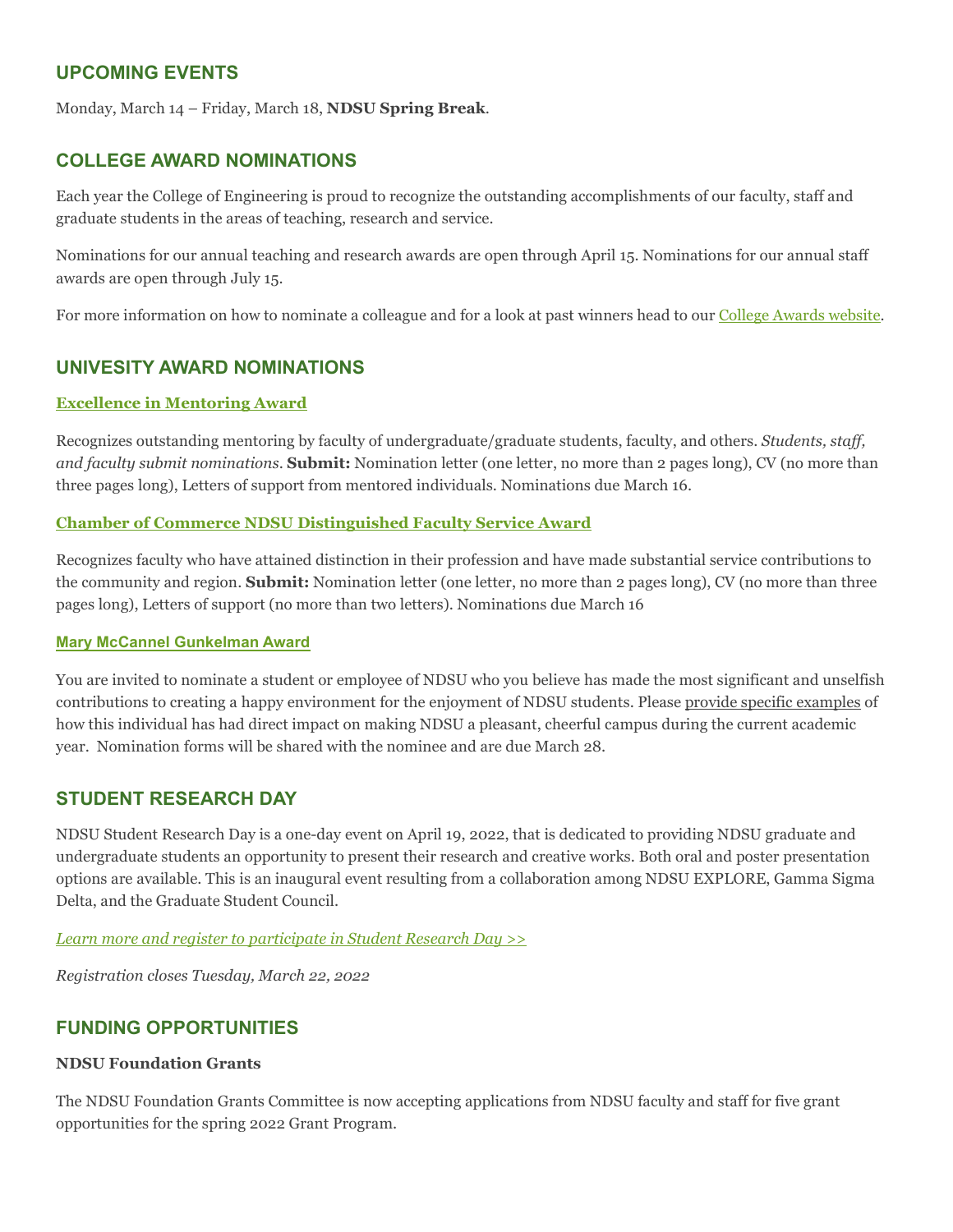## UPCOMING EVENTS

Monday, March 14 – Friday, March 18, **NDSU Spring Break**.

## COLLEGE AWARD NOMINATIONS

Each year the College of Engineering is proud to recognize the outstanding accomplishments of our faculty, staff and graduate students in the areas of teaching, research and service.

Nominations for our annual teaching and research awards are open through April 15. Nominations for our annual staff awards are open through July 15.

For more information on how to nominate a colleague and for a look at past winners head to our College Awards website.

## UNIVESITY AWARD NOMINATIONS

### Excellence in Mentoring Award

Recognizes outstanding mentoring by faculty of undergraduate/graduate students, faculty, and others. *Students, staff, and faculty submit nominations.* **Submit:** Nomination letter (one letter, no more than 2 pages long), CV (no more than three pages long), Letters of support from mentored individuals. Nominations due March 16.

### Chamber of Commerce NDSU Distinguished Faculty Service Award

Recognizes faculty who have attained distinction in their profession and have made substantial service contributions to the community and region. **Submit:** Nomination letter (one letter, no more than 2 pages long), CV (no more than three pages long), Letters of support (no more than two letters). Nominations due March 16

### Mary McCannel Gunkelman Award

You are invited to nominate a student or employee of NDSU who you believe has made the most significant and unselfish contributions to creating a happy environment for the enjoyment of NDSU students. Please provide specific examples of how this individual has had direct impact on making NDSU a pleasant, cheerful campus during the current academic year. Nomination forms will be shared with the nominee and are due March 28.

## STUDENT RESEARCH DAY

NDSU Student Research Day is a one-day event on April 19, 2022, that is dedicated to providing NDSU graduate and undergraduate students an opportunity to present their research and creative works. Both oral and poster presentation options are available. This is an inaugural event resulting from a collaboration among NDSU EXPLORE, Gamma Sigma Delta, and the Graduate Student Council.

*Learn more and register to participate in Student Research Day >>*

*Registration closes Tuesday, March 22, 2022*

## FUNDING OPPORTUNITIES

**NDSU Foundation Grants**

The NDSU Foundation Grants Committee is now accepting applications from NDSU faculty and staff for five grant opportunities for the spring 2022 Grant Program.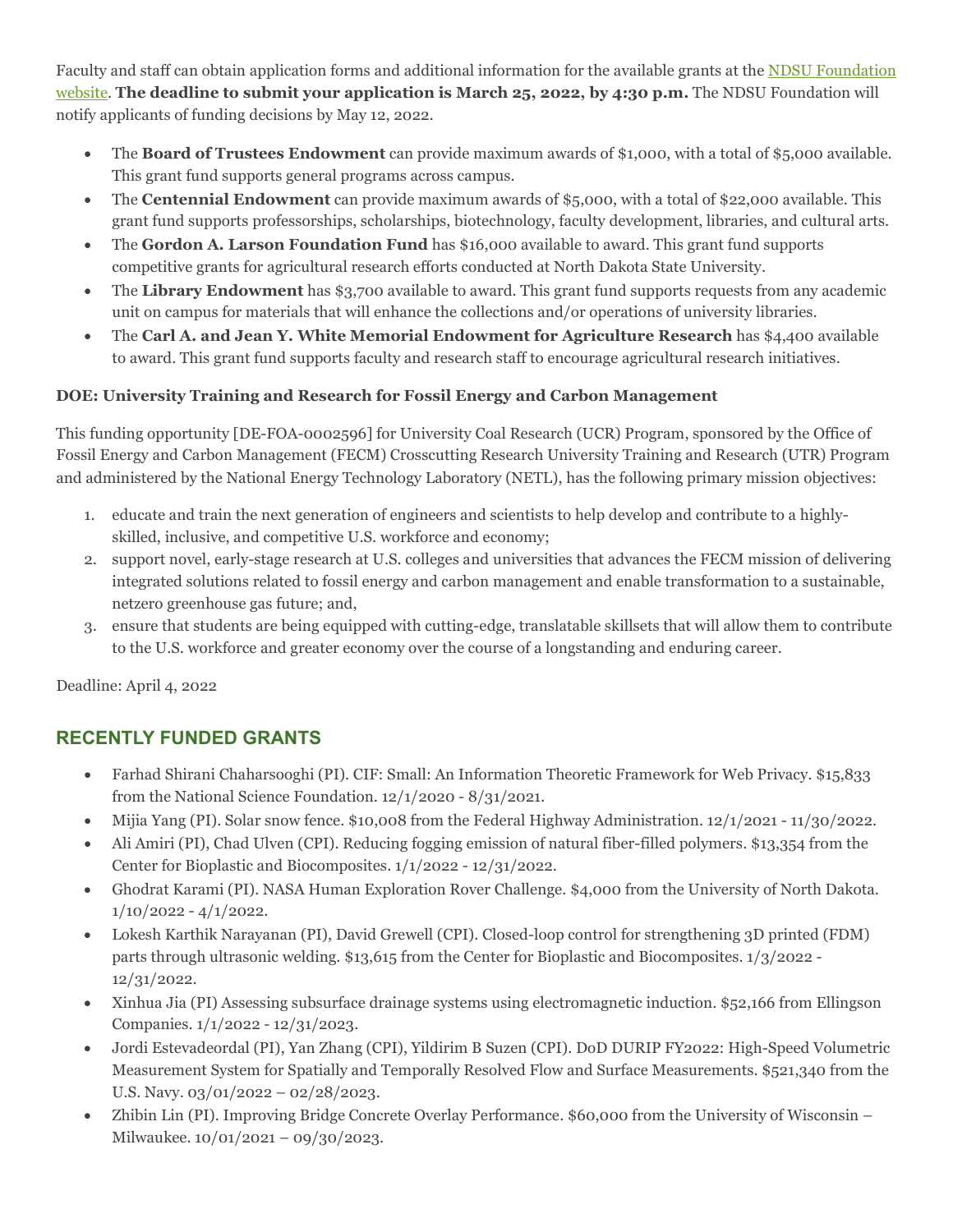Faculty and staff can obtain application forms and additional information for the available grants at the [NDSU Foundation website](). **The deadline to submit your application is March 25, 2022, by 4:30 p.m.** The NDSU Foundation will notify applicants of funding decisions by May 12, 2022.

- The **Board of Trustees Endowment** can provide maximum awards of $1,000, with a total of $5,000 available. This grant fund supports general programs across campus.
- The **Centennial Endowment** can provide maximum awards of $5,000, with a total of $22,000 available. This grant fund supports professorships, scholarships, biotechnology, faculty development, libraries, and cultural arts.
- The **Gordon A. Larson Foundation Fund** has $16,000 available to award. This grant fund supports competitive grants for agricultural research efforts conducted at North Dakota State University.
- The **Library Endowment** has $3,700 available to award. This grant fund supports requests from any academic unit on campus for materials that will enhance the collections and/or operations of university libraries.
- The **Carl A. and Jean Y. White Memorial Endowment for Agriculture Research** has $4,400 available to award. This grant fund supports faculty and research staff to encourage agricultural research initiatives.

**DOE: University Training and Research for Fossil Energy and Carbon Management**

This funding opportunity [DE-FOA-0002596] for University Coal Research (UCR) Program, sponsored by the Office of Fossil Energy and Carbon Management (FECM) Crosscutting Research University Training and Research (UTR) Program and administered by the National Energy Technology Laboratory (NETL), has the following primary mission objectives:

1. educate and train the next generation of engineers and scientists to help develop and contribute to a highly-skilled, inclusive, and competitive U.S. workforce and economy;
2. support novel, early-stage research at U.S. colleges and universities that advances the FECM mission of delivering integrated solutions related to fossil energy and carbon management and enable transformation to a sustainable, netzero greenhouse gas future; and,
3. ensure that students are being equipped with cutting-edge, translatable skillsets that will allow them to contribute to the U.S. workforce and greater economy over the course of a longstanding and enduring career.

Deadline: April 4, 2022

## RECENTLY FUNDED GRANTS

- Farhad Shirani Chaharsooghi (PI). CIF: Small: An Information Theoretic Framework for Web Privacy. $15,833 from the National Science Foundation. 12/1/2020 - 8/31/2021.
- Mijia Yang (PI). Solar snow fence. $10,008 from the Federal Highway Administration. 12/1/2021 - 11/30/2022.
- Ali Amiri (PI), Chad Ulven (CPI). Reducing fogging emission of natural fiber-filled polymers. $13,354 from the Center for Bioplastic and Biocomposites. 1/1/2022 - 12/31/2022.
- Ghodrat Karami (PI). NASA Human Exploration Rover Challenge. $4,000 from the University of North Dakota. 1/10/2022 - 4/1/2022.
- Lokesh Karthik Narayanan (PI), David Grewell (CPI). Closed-loop control for strengthening 3D printed (FDM) parts through ultrasonic welding. $13,615 from the Center for Bioplastic and Biocomposites. 1/3/2022 - 12/31/2022.
- Xinhua Jia (PI) Assessing subsurface drainage systems using electromagnetic induction. $52,166 from Ellingson Companies. 1/1/2022 - 12/31/2023.
- Jordi Estevadeordal (PI), Yan Zhang (CPI), Yildirim B Suzen (CPI). DoD DURIP FY2022: High-Speed Volumetric Measurement System for Spatially and Temporally Resolved Flow and Surface Measurements. $521,340 from the U.S. Navy. 03/01/2022 – 02/28/2023.
- Zhibin Lin (PI). Improving Bridge Concrete Overlay Performance. $60,000 from the University of Wisconsin – Milwaukee. 10/01/2021 – 09/30/2023.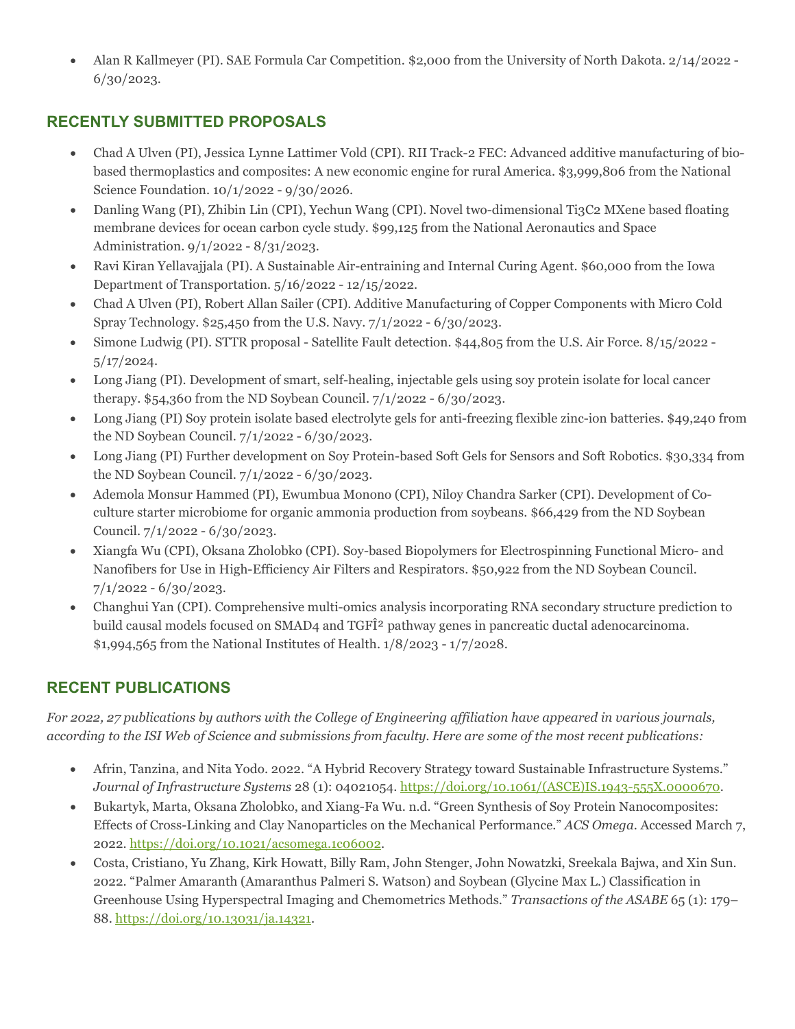- Alan R Kallmeyer (PI). SAE Formula Car Competition. $2,000 from the University of North Dakota. 2/14/2022 - 6/30/2023.

## RECENTLY SUBMITTED PROPOSALS

- Chad A Ulven (PI), Jessica Lynne Lattimer Vold (CPI). RII Track-2 FEC: Advanced additive manufacturing of bio-based thermoplastics and composites: A new economic engine for rural America. $3,999,806 from the National Science Foundation. 10/1/2022 - 9/30/2026.
- Danling Wang (PI), Zhibin Lin (CPI), Yechun Wang (CPI). Novel two-dimensional $Ti_3C_2$ MXene based floating membrane devices for ocean carbon cycle study. $99,125 from the National Aeronautics and Space Administration. 9/1/2022 - 8/31/2023.
- Ravi Kiran Yellavajjala (PI). A Sustainable Air-entraining and Internal Curing Agent. $60,000 from the Iowa Department of Transportation. 5/16/2022 - 12/15/2022.
- Chad A Ulven (PI), Robert Allan Sailer (CPI). Additive Manufacturing of Copper Components with Micro Cold Spray Technology. $25,450 from the U.S. Navy. 7/1/2022 - 6/30/2023.
- Simone Ludwig (PI). STTR proposal - Satellite Fault detection. $44,805 from the U.S. Air Force. 8/15/2022 - 5/17/2024.
- Long Jiang (PI). Development of smart, self-healing, injectable gels using soy protein isolate for local cancer therapy. $54,360 from the ND Soybean Council. 7/1/2022 - 6/30/2023.
- Long Jiang (PI) Soy protein isolate based electrolyte gels for anti-freezing flexible zinc-ion batteries. $49,240 from the ND Soybean Council. 7/1/2022 - 6/30/2023.
- Long Jiang (PI) Further development on Soy Protein-based Soft Gels for Sensors and Soft Robotics. $30,334 from the ND Soybean Council. 7/1/2022 - 6/30/2023.
- Ademola Monsur Hammed (PI), Ewumbua Monono (CPI), Niloy Chandra Sarker (CPI). Development of Co-culture starter microbiome for organic ammonia production from soybeans. $66,429 from the ND Soybean Council. 7/1/2022 - 6/30/2023.
- Xiangfa Wu (CPI), Oksana Zholobko (CPI). Soy-based Biopolymers for Electrospinning Functional Micro- and Nanofibers for Use in High-Efficiency Air Filters and Respirators. $50,922 from the ND Soybean Council. 7/1/2022 - 6/30/2023.
- Changhui Yan (CPI). Comprehensive multi-omics analysis incorporating RNA secondary structure prediction to build causal models focused on SMAD4 and TGFÎ² pathway genes in pancreatic ductal adenocarcinoma. $1,994,565 from the National Institutes of Health. 1/8/2023 - 1/7/2028.

## RECENT PUBLICATIONS

*For 2022, 27 publications by authors with the College of Engineering affiliation have appeared in various journals, according to the ISI Web of Science and submissions from faculty. Here are some of the most recent publications:*

- Afrin, Tanzina, and Nita Yodo. 2022. "A Hybrid Recovery Strategy toward Sustainable Infrastructure Systems." *Journal of Infrastructure Systems* 28 (1): 04021054. https://doi.org/10.1061/(ASCE)IS.1943-555X.0000670.
- Bukartyk, Marta, Oksana Zholobko, and Xiang-Fa Wu. n.d. "Green Synthesis of Soy Protein Nanocomposites: Effects of Cross-Linking and Clay Nanoparticles on the Mechanical Performance." *ACS Omega*. Accessed March 7, 2022. https://doi.org/10.1021/acsomega.1c06002.
- Costa, Cristiano, Yu Zhang, Kirk Howatt, Billy Ram, John Stenger, John Nowatzki, Sreekala Bajwa, and Xin Sun. 2022. "Palmer Amaranth (Amaranthus Palmeri S. Watson) and Soybean (Glycine Max L.) Classification in Greenhouse Using Hyperspectral Imaging and Chemometrics Methods." *Transactions of the ASABE* 65 (1): 179–88. https://doi.org/10.13031/ja.14321.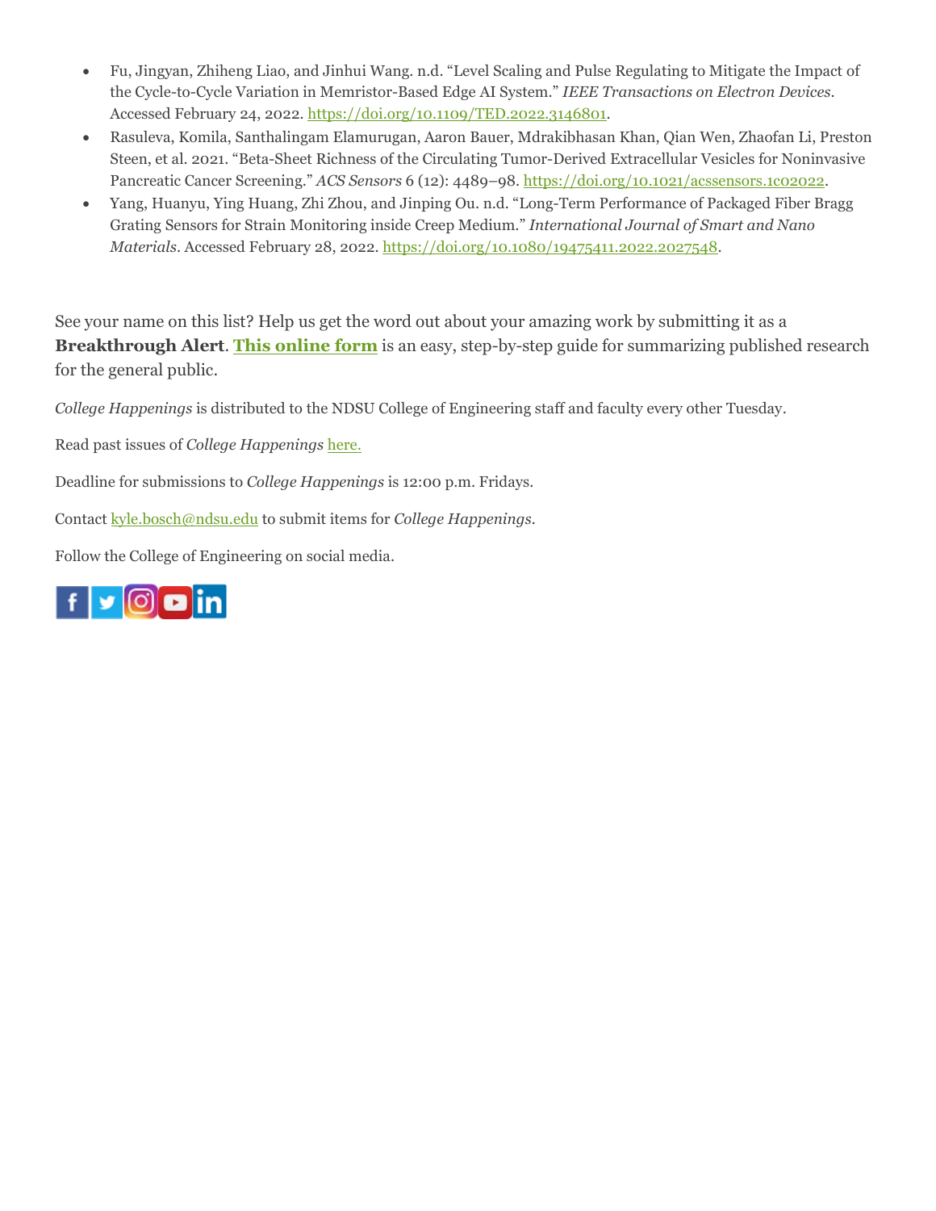- Fu, Jingyan, Zhiheng Liao, and Jinhui Wang. n.d. "Level Scaling and Pulse Regulating to Mitigate the Impact of the Cycle-to-Cycle Variation in Memristor-Based Edge AI System." *IEEE Transactions on Electron Devices*. Accessed February 24, 2022. https://doi.org/10.1109/TED.2022.3146801.
- Rasuleva, Komila, Santhalingam Elamurugan, Aaron Bauer, Mdrakibhasan Khan, Qian Wen, Zhaofan Li, Preston Steen, et al. 2021. "Beta-Sheet Richness of the Circulating Tumor-Derived Extracellular Vesicles for Noninvasive Pancreatic Cancer Screening." *ACS Sensors* 6 (12): 4489–98. https://doi.org/10.1021/acssensors.1c02022.
- Yang, Huanyu, Ying Huang, Zhi Zhou, and Jinping Ou. n.d. "Long-Term Performance of Packaged Fiber Bragg Grating Sensors for Strain Monitoring inside Creep Medium." *International Journal of Smart and Nano Materials*. Accessed February 28, 2022. https://doi.org/10.1080/19475411.2022.2027548.

See your name on this list? Help us get the word out about your amazing work by submitting it as a **Breakthrough Alert**. **This online form** is an easy, step-by-step guide for summarizing published research for the general public.

*College Happenings* is distributed to the NDSU College of Engineering staff and faculty every other Tuesday.

Read past issues of *College Happenings* here.

Deadline for submissions to *College Happenings* is 12:00 p.m. Fridays.

Contact kyle.bosch@ndsu.edu to submit items for *College Happenings*.

Follow the College of Engineering on social media.